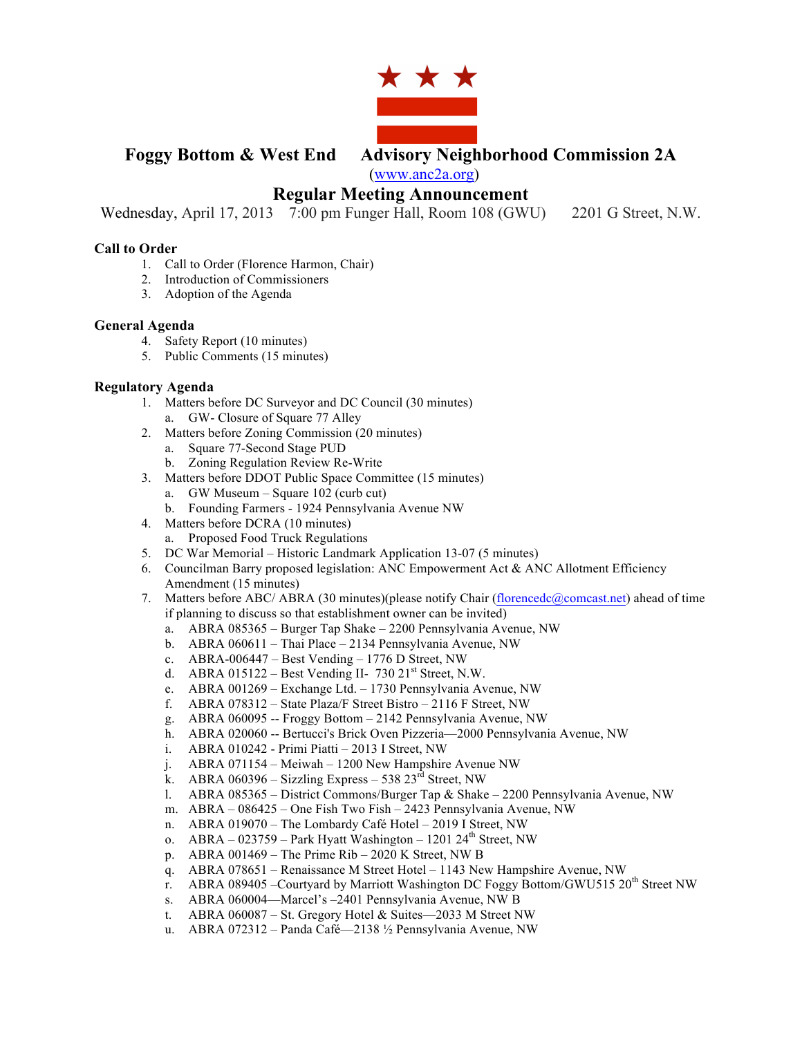# Foggy Bottom & West End Advisory Neighborhood Commission 2A

(www.anc2a.org)

## Regular Meeting Announcement

Wednesday, April 17, 2013 7:00 pm Funger Hall, Room 108 (GWU) 2201 G Street, N.W.

**Call to Order**

1. Call to Order (Florence Harmon, Chair)
2. Introduction of Commissioners
3. Adoption of the Agenda

**General Agenda**

4. Safety Report (10 minutes)
5. Public Comments (15 minutes)

**Regulatory Agenda**

1. Matters before DC Surveyor and DC Council (30 minutes)
   a. GW- Closure of Square 77 Alley
2. Matters before Zoning Commission (20 minutes)
   a. Square 77-Second Stage PUD
   b. Zoning Regulation Review Re-Write
3. Matters before DDOT Public Space Committee (15 minutes)
   a. GW Museum – Square 102 (curb cut)
   b. Founding Farmers - 1924 Pennsylvania Avenue NW
4. Matters before DCRA (10 minutes)
   a. Proposed Food Truck Regulations
5. DC War Memorial – Historic Landmark Application 13-07 (5 minutes)
6. Councilman Barry proposed legislation: ANC Empowerment Act & ANC Allotment Efficiency Amendment (15 minutes)
7. Matters before ABC/ ABRA (30 minutes)(please notify Chair (florencedc@comcast.net) ahead of time if planning to discuss so that establishment owner can be invited)
   a. ABRA 085365 – Burger Tap Shake – 2200 Pennsylvania Avenue, NW
   b. ABRA 060611 – Thai Place – 2134 Pennsylvania Avenue, NW
   c. ABRA-006447 – Best Vending – 1776 D Street, NW
   d. ABRA 015122 – Best Vending II- 730 21st Street, N.W.
   e. ABRA 001269 – Exchange Ltd. – 1730 Pennsylvania Avenue, NW
   f. ABRA 078312 – State Plaza/F Street Bistro – 2116 F Street, NW
   g. ABRA 060095 -- Froggy Bottom – 2142 Pennsylvania Avenue, NW
   h. ABRA 020060 -- Bertucci's Brick Oven Pizzeria—2000 Pennsylvania Avenue, NW
   i. ABRA 010242 - Primi Piatti – 2013 I Street, NW
   j. ABRA 071154 – Meiwah – 1200 New Hampshire Avenue NW
   k. ABRA 060396 – Sizzling Express – 538 23rd Street, NW
   l. ABRA 085365 – District Commons/Burger Tap & Shake – 2200 Pennsylvania Avenue, NW
   m. ABRA – 086425 – One Fish Two Fish – 2423 Pennsylvania Avenue, NW
   n. ABRA 019070 – The Lombardy Café Hotel – 2019 I Street, NW
   o. ABRA – 023759 – Park Hyatt Washington – 1201 24th Street, NW
   p. ABRA 001469 – The Prime Rib – 2020 K Street, NW B
   q. ABRA 078651 – Renaissance M Street Hotel – 1143 New Hampshire Avenue, NW
   r. ABRA 089405 –Courtyard by Marriott Washington DC Foggy Bottom/GWU515 20th Street NW
   s. ABRA 060004—Marcel's –2401 Pennsylvania Avenue, NW B
   t. ABRA 060087 – St. Gregory Hotel & Suites—2033 M Street NW
   u. ABRA 072312 – Panda Café—2138 ½ Pennsylvania Avenue, NW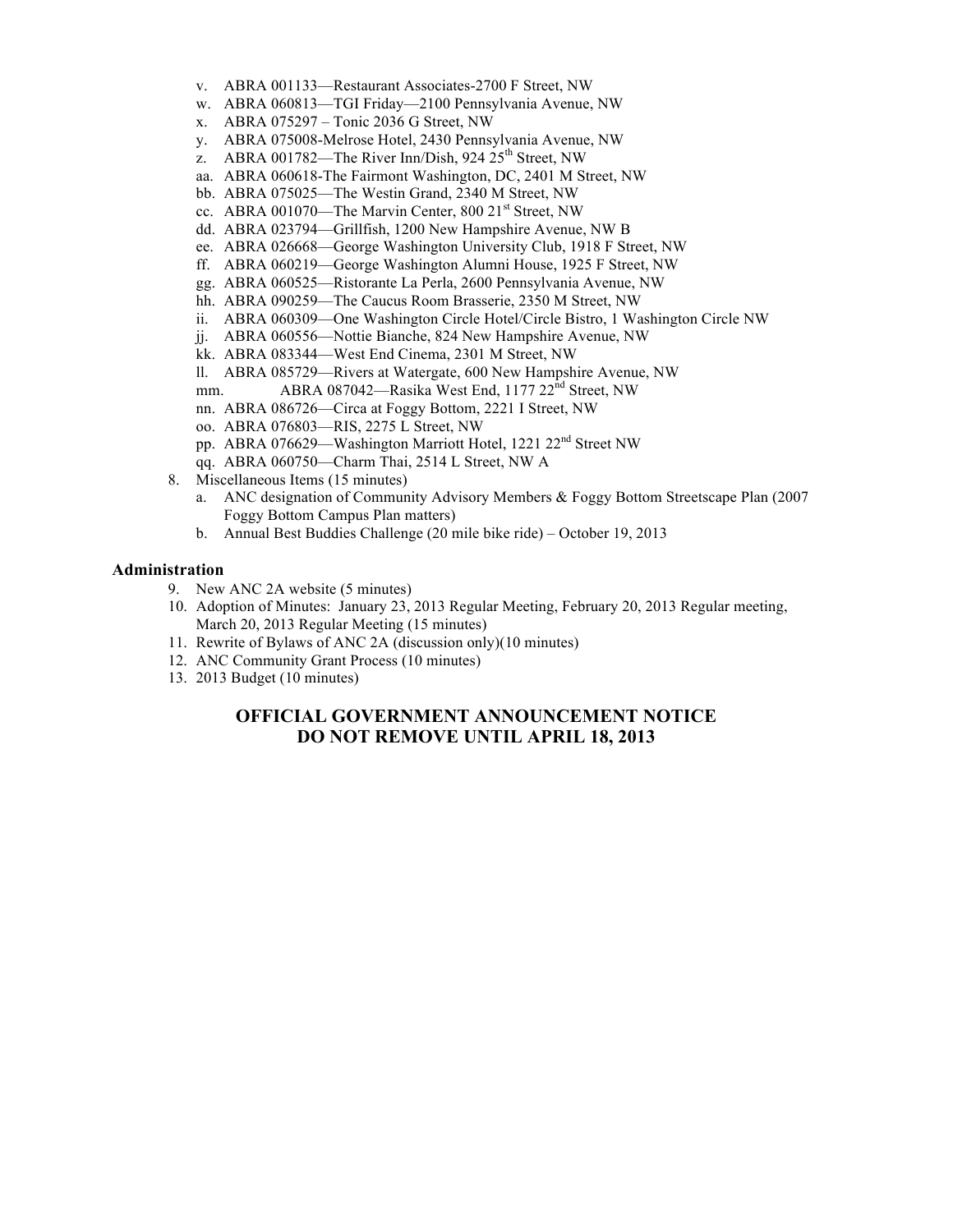v. ABRA 001133—Restaurant Associates-2700 F Street, NW
w. ABRA 060813—TGI Friday—2100 Pennsylvania Avenue, NW
x. ABRA 075297 – Tonic 2036 G Street, NW
y. ABRA 075008-Melrose Hotel, 2430 Pennsylvania Avenue, NW
z. ABRA 001782—The River Inn/Dish, 924 25th Street, NW
aa. ABRA 060618-The Fairmont Washington, DC, 2401 M Street, NW
bb. ABRA 075025—The Westin Grand, 2340 M Street, NW
cc. ABRA 001070—The Marvin Center, 800 21st Street, NW
dd. ABRA 023794—Grillfish, 1200 New Hampshire Avenue, NW B
ee. ABRA 026668—George Washington University Club, 1918 F Street, NW
ff. ABRA 060219—George Washington Alumni House, 1925 F Street, NW
gg. ABRA 060525—Ristorante La Perla, 2600 Pennsylvania Avenue, NW
hh. ABRA 090259—The Caucus Room Brasserie, 2350 M Street, NW
ii. ABRA 060309—One Washington Circle Hotel/Circle Bistro, 1 Washington Circle NW
jj. ABRA 060556—Nottie Bianche, 824 New Hampshire Avenue, NW
kk. ABRA 083344—West End Cinema, 2301 M Street, NW
ll. ABRA 085729—Rivers at Watergate, 600 New Hampshire Avenue, NW
mm. ABRA 087042—Rasika West End, 1177 22nd Street, NW
nn. ABRA 086726—Circa at Foggy Bottom, 2221 I Street, NW
oo. ABRA 076803—RIS, 2275 L Street, NW
pp. ABRA 076629—Washington Marriott Hotel, 1221 22nd Street NW
qq. ABRA 060750—Charm Thai, 2514 L Street, NW A

8. Miscellaneous Items (15 minutes)
   a. ANC designation of Community Advisory Members & Foggy Bottom Streetscape Plan (2007 Foggy Bottom Campus Plan matters)
   b. Annual Best Buddies Challenge (20 mile bike ride) – October 19, 2013

**Administration**

9. New ANC 2A website (5 minutes)
10. Adoption of Minutes: January 23, 2013 Regular Meeting, February 20, 2013 Regular meeting, March 20, 2013 Regular Meeting (15 minutes)
11. Rewrite of Bylaws of ANC 2A (discussion only)(10 minutes)
12. ANC Community Grant Process (10 minutes)
13. 2013 Budget (10 minutes)

**OFFICIAL GOVERNMENT ANNOUNCEMENT NOTICE**
**DO NOT REMOVE UNTIL APRIL 18, 2013**